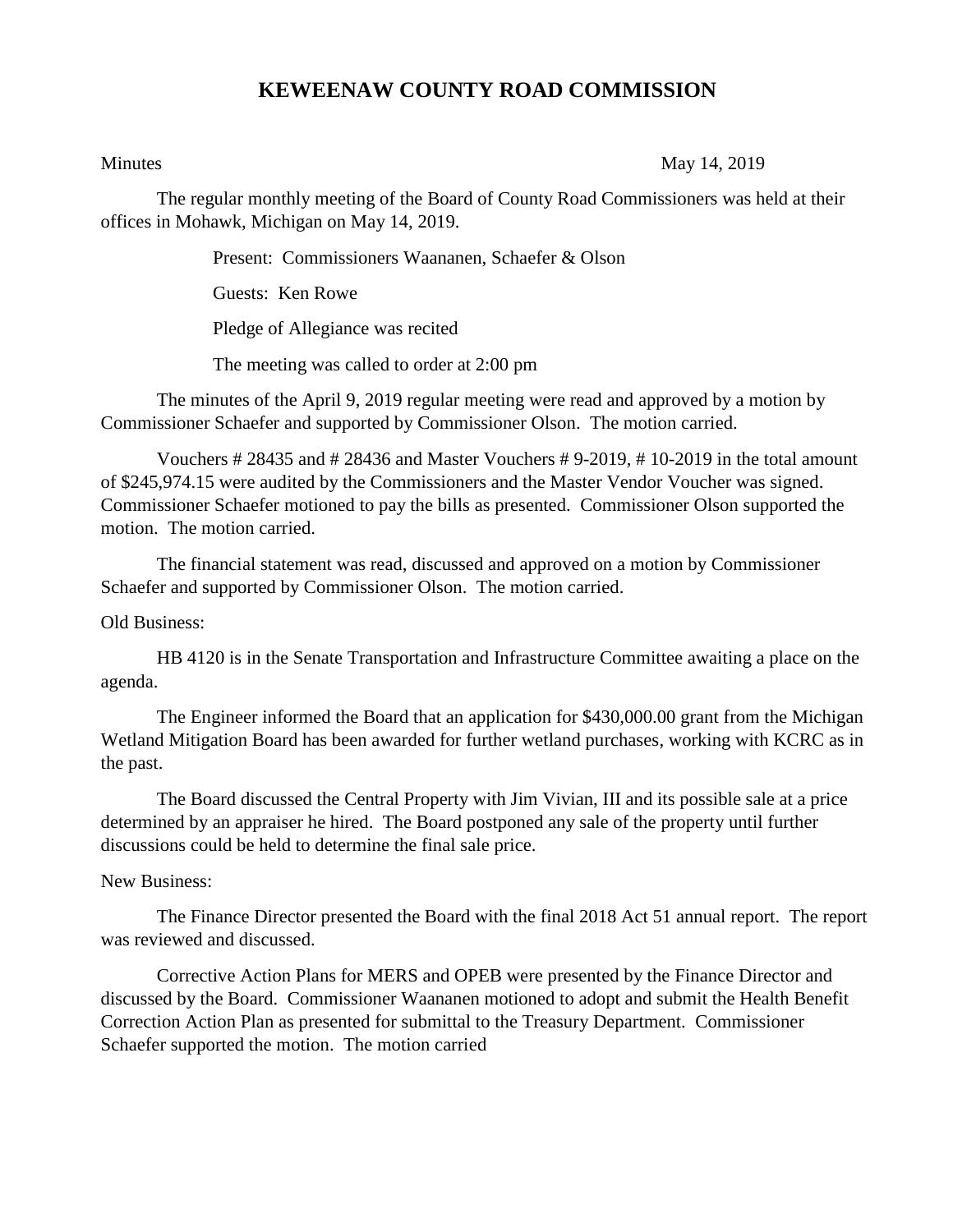# KEWEENAW COUNTY ROAD COMMISSION

Minutes May 14, 2019

The regular monthly meeting of the Board of County Road Commissioners was held at their offices in Mohawk, Michigan on May 14, 2019.

Present: Commissioners Waananen, Schaefer & Olson

Guests: Ken Rowe

Pledge of Allegiance was recited

The meeting was called to order at 2:00 pm

The minutes of the April 9, 2019 regular meeting were read and approved by a motion by Commissioner Schaefer and supported by Commissioner Olson. The motion carried.

Vouchers # 28435 and # 28436 and Master Vouchers # 9-2019, # 10-2019 in the total amount of $245,974.15 were audited by the Commissioners and the Master Vendor Voucher was signed. Commissioner Schaefer motioned to pay the bills as presented. Commissioner Olson supported the motion. The motion carried.

The financial statement was read, discussed and approved on a motion by Commissioner Schaefer and supported by Commissioner Olson. The motion carried.

Old Business:

HB 4120 is in the Senate Transportation and Infrastructure Committee awaiting a place on the agenda.

The Engineer informed the Board that an application for $430,000.00 grant from the Michigan Wetland Mitigation Board has been awarded for further wetland purchases, working with KCRC as in the past.

The Board discussed the Central Property with Jim Vivian, III and its possible sale at a price determined by an appraiser he hired. The Board postponed any sale of the property until further discussions could be held to determine the final sale price.

New Business:

The Finance Director presented the Board with the final 2018 Act 51 annual report. The report was reviewed and discussed.

Corrective Action Plans for MERS and OPEB were presented by the Finance Director and discussed by the Board. Commissioner Waananen motioned to adopt and submit the Health Benefit Correction Action Plan as presented for submittal to the Treasury Department. Commissioner Schaefer supported the motion. The motion carried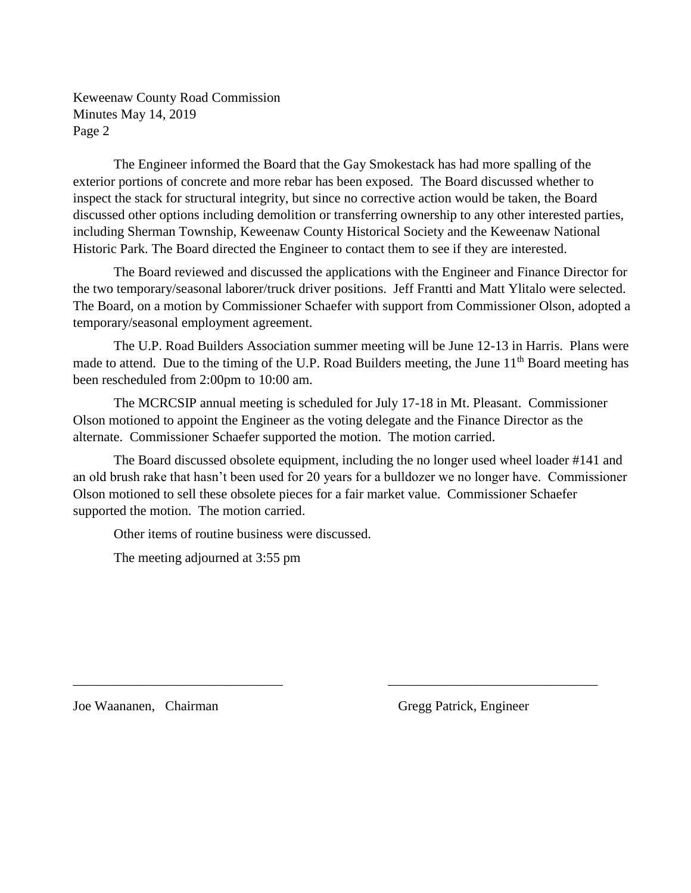The Engineer informed the Board that the Gay Smokestack has had more spalling of the exterior portions of concrete and more rebar has been exposed. The Board discussed whether to inspect the stack for structural integrity, but since no corrective action would be taken, the Board discussed other options including demolition or transferring ownership to any other interested parties, including Sherman Township, Keweenaw County Historical Society and the Keweenaw National Historic Park. The Board directed the Engineer to contact them to see if they are interested.

The Board reviewed and discussed the applications with the Engineer and Finance Director for the two temporary/seasonal laborer/truck driver positions. Jeff Frantti and Matt Ylitalo were selected. The Board, on a motion by Commissioner Schaefer with support from Commissioner Olson, adopted a temporary/seasonal employment agreement.

The U.P. Road Builders Association summer meeting will be June 12-13 in Harris. Plans were made to attend. Due to the timing of the U.P. Road Builders meeting, the June 11th Board meeting has been rescheduled from 2:00pm to 10:00 am.

The MCRCSIP annual meeting is scheduled for July 17-18 in Mt. Pleasant. Commissioner Olson motioned to appoint the Engineer as the voting delegate and the Finance Director as the alternate. Commissioner Schaefer supported the motion. The motion carried.

The Board discussed obsolete equipment, including the no longer used wheel loader #141 and an old brush rake that hasn't been used for 20 years for a bulldozer we no longer have. Commissioner Olson motioned to sell these obsolete pieces for a fair market value. Commissioner Schaefer supported the motion. The motion carried.

Other items of routine business were discussed.

The meeting adjourned at 3:55 pm

\_\_\_\_\_\_\_\_\_\_\_\_\_\_\_\_\_\_\_\_\_\_\_\_\_\_\_\_\_\_\_ \_\_\_\_\_\_\_\_\_\_\_\_\_\_\_\_\_\_\_\_\_\_\_\_\_\_\_\_\_\_\_

Joe Waananen, Chairman Gregg Patrick, Engineer